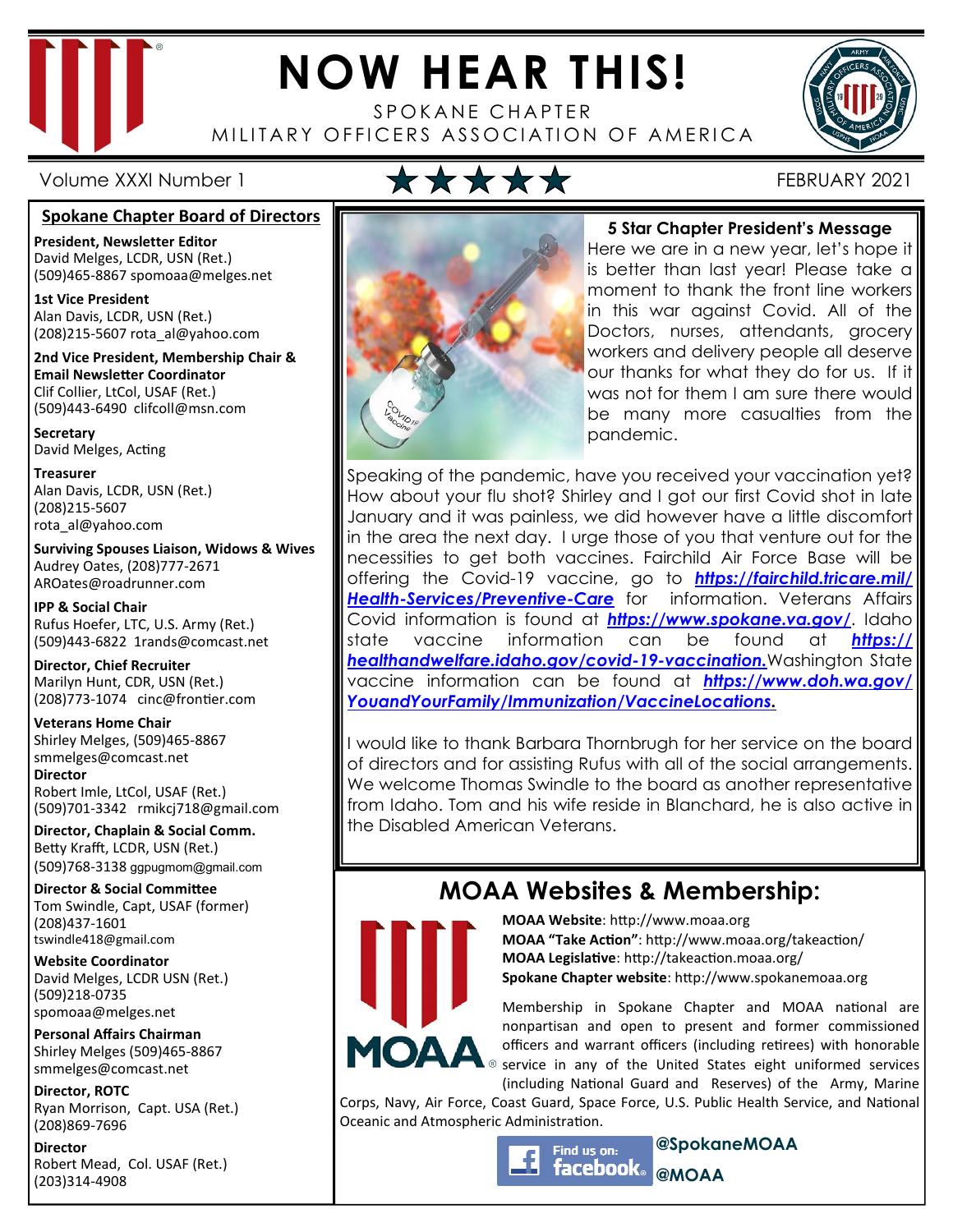# NOW HEAR THIS!

SPOKANE CHAPTER
MILITARY OFFICERS ASSOCIATION OF AMERICA

Volume XXXI Number 1 ★★★★★ FEBRUARY 2021

## Spokane Chapter Board of Directors

**President, Newsletter Editor**
David Melges, LCDR, USN (Ret.)
(509)465-8867 spomoaa@melges.net

**1st Vice President**
Alan Davis, LCDR, USN (Ret.)
(208)215-5607 rota_al@yahoo.com

**2nd Vice President, Membership Chair & Email Newsletter Coordinator**
Clif Collier, LtCol, USAF (Ret.)
(509)443-6490 clifcoll@msn.com

**Secretary**
David Melges, Acting

**Treasurer**
Alan Davis, LCDR, USN (Ret.)
(208)215-5607
rota_al@yahoo.com

**Surviving Spouses Liaison, Widows & Wives**
Audrey Oates, (208)777-2671
AROates@roadrunner.com

**IPP & Social Chair**
Rufus Hoefer, LTC, U.S. Army (Ret.)
(509)443-6822 1rands@comcast.net

**Director, Chief Recruiter**
Marilyn Hunt, CDR, USN (Ret.)
(208)773-1074 cinc@frontier.com

**Veterans Home Chair**
Shirley Melges, (509)465-8867
smmelges@comcast.net

**Director**
Robert Imle, LtCol, USAF (Ret.)
(509)701-3342 rmikcj718@gmail.com

**Director, Chaplain & Social Comm.**
Betty Krafft, LCDR, USN (Ret.)
(509)768-3138 ggpugmom@gmail.com

**Director & Social Committee**
Tom Swindle, Capt, USAF (former)
(208)437-1601
tswindle418@gmail.com

**Website Coordinator**
David Melges, LCDR USN (Ret.)
(509)218-0735
spomoaa@melges.net

**Personal Affairs Chairman**
Shirley Melges (509)465-8867
smmelges@comcast.net

**Director, ROTC**
Ryan Morrison, Capt. USA (Ret.)
(208)869-7696

**Director**
Robert Mead, Col. USAF (Ret.)
(203)314-4908

## 5 Star Chapter President's Message

Here we are in a new year, let's hope it is better than last year! Please take a moment to thank the front line workers in this war against Covid. All of the Doctors, nurses, attendants, grocery workers and delivery people all deserve our thanks for what they do for us. If it was not for them I am sure there would be many more casualties from the pandemic.

Speaking of the pandemic, have you received your vaccination yet? How about your flu shot? Shirley and I got our first Covid shot in late January and it was painless, we did however have a little discomfort in the area the next day. I urge those of you that venture out for the necessities to get both vaccines. Fairchild Air Force Base will be offering the Covid-19 vaccine, go to ***https://fairchild.tricare.mil/Health-Services/Preventive-Care*** for information. Veterans Affairs Covid information is found at ***https://www.spokane.va.gov/***. Idaho state vaccine information can be found at ***https://healthandwelfare.idaho.gov/covid-19-vaccination.*** Washington State vaccine information can be found at ***https://www.doh.wa.gov/YouandYourFamily/Immunization/VaccineLocations.***

I would like to thank Barbara Thornbrugh for her service on the board of directors and for assisting Rufus with all of the social arrangements. We welcome Thomas Swindle to the board as another representative from Idaho. Tom and his wife reside in Blanchard, he is also active in the Disabled American Veterans.

## MOAA Websites & Membership:

**MOAA Website**: http://www.moaa.org
**MOAA "Take Action"**: http://www.moaa.org/takeaction/
**MOAA Legislative**: http://takeaction.moaa.org/
**Spokane Chapter website**: http://www.spokanemoaa.org

Membership in Spokane Chapter and MOAA national are nonpartisan and open to present and former commissioned officers and warrant officers (including retirees) with honorable service in any of the United States eight uniformed services (including National Guard and Reserves) of the Army, Marine Corps, Navy, Air Force, Coast Guard, Space Force, U.S. Public Health Service, and National Oceanic and Atmospheric Administration.

Find us on: facebook **@SpokaneMOAA** **@MOAA**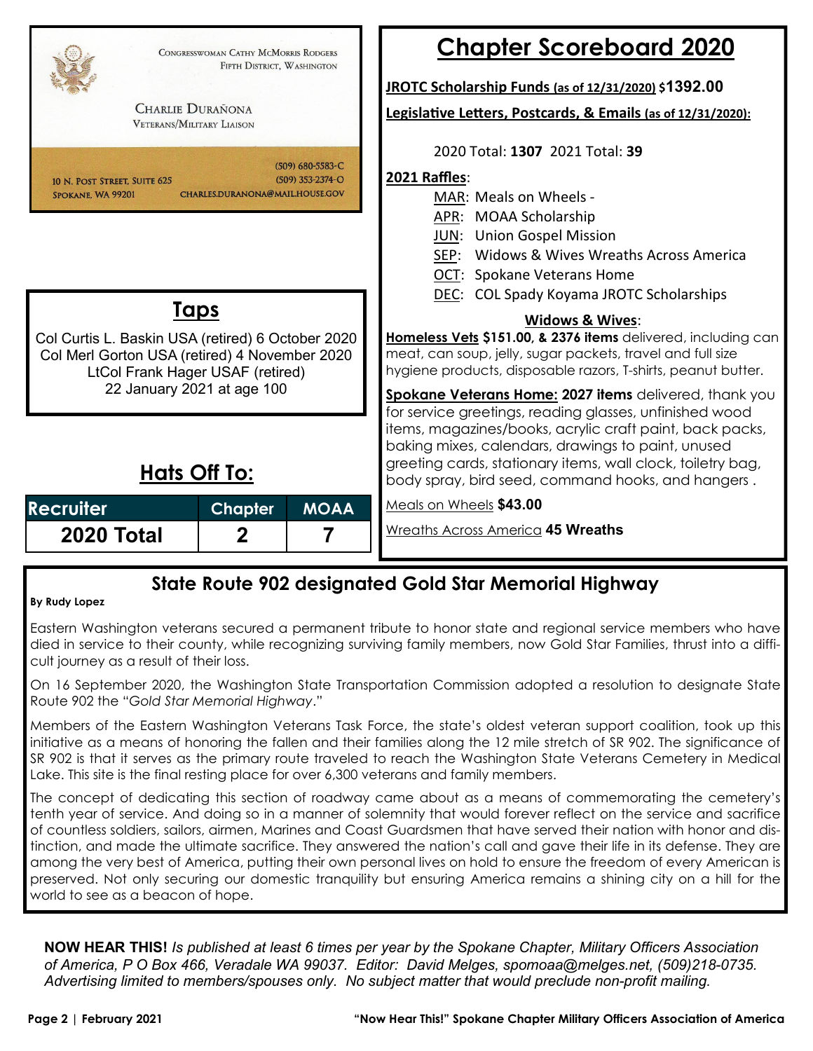Congresswoman Cathy McMorris Rodgers
Fifth District, Washington

Charlie Durañona
Veterans/Military Liaison

10 N. Post Street, Suite 625
Spokane, WA 99201

(509) 680-5583-C
(509) 353-2374-O
CHARLES.DURANONA@MAIL.HOUSE.GOV

## Taps

Col Curtis L. Baskin USA (retired) 6 October 2020
Col Merl Gorton USA (retired) 4 November 2020
LtCol Frank Hager USAF (retired)
22 January 2021 at age 100

## Hats Off To:

| Recruiter | Chapter | MOAA |
|---|---|---|
| **2020 Total** | **2** | **7** |

## Chapter Scoreboard 2020

**JROTC Scholarship Funds (as of 12/31/2020) $1392.00**

**Legislative Letters, Postcards, & Emails (as of 12/31/2020):**

2020 Total: **1307** 2021 Total: **39**

**2021 Raffles**:

- MAR: Meals on Wheels -
- APR: MOAA Scholarship
- JUN: Union Gospel Mission
- SEP: Widows & Wives Wreaths Across America
- OCT: Spokane Veterans Home
- DEC: COL Spady Koyama JROTC Scholarships

**Widows & Wives**:

**Homeless Vets $151.00, & 2376 items** delivered, including can meat, can soup, jelly, sugar packets, travel and full size hygiene products, disposable razors, T-shirts, peanut butter.

**Spokane Veterans Home: 2027 items** delivered, thank you for service greetings, reading glasses, unfinished wood items, magazines/books, acrylic craft paint, back packs, baking mixes, calendars, drawings to paint, unused greeting cards, stationary items, wall clock, toiletry bag, body spray, bird seed, command hooks, and hangers .

Meals on Wheels **$43.00**

Wreaths Across America **45 Wreaths**

## State Route 902 designated Gold Star Memorial Highway

**By Rudy Lopez**

Eastern Washington veterans secured a permanent tribute to honor state and regional service members who have died in service to their county, while recognizing surviving family members, now Gold Star Families, thrust into a difficult journey as a result of their loss.

On 16 September 2020, the Washington State Transportation Commission adopted a resolution to designate State Route 902 the "*Gold Star Memorial Highway*."

Members of the Eastern Washington Veterans Task Force, the state's oldest veteran support coalition, took up this initiative as a means of honoring the fallen and their families along the 12 mile stretch of SR 902. The significance of SR 902 is that it serves as the primary route traveled to reach the Washington State Veterans Cemetery in Medical Lake. This site is the final resting place for over 6,300 veterans and family members.

The concept of dedicating this section of roadway came about as a means of commemorating the cemetery's tenth year of service. And doing so in a manner of solemnity that would forever reflect on the service and sacrifice of countless soldiers, sailors, airmen, Marines and Coast Guardsmen that have served their nation with honor and distinction, and made the ultimate sacrifice. They answered the nation's call and gave their life in its defense. They are among the very best of America, putting their own personal lives on hold to ensure the freedom of every American is preserved. Not only securing our domestic tranquility but ensuring America remains a shining city on a hill for the world to see as a beacon of hope.

**NOW HEAR THIS!** *Is published at least 6 times per year by the Spokane Chapter, Military Officers Association of America, P O Box 466, Veradale WA 99037. Editor: David Melges, spomoaa@melges.net, (509)218-0735. Advertising limited to members/spouses only. No subject matter that would preclude non-profit mailing.*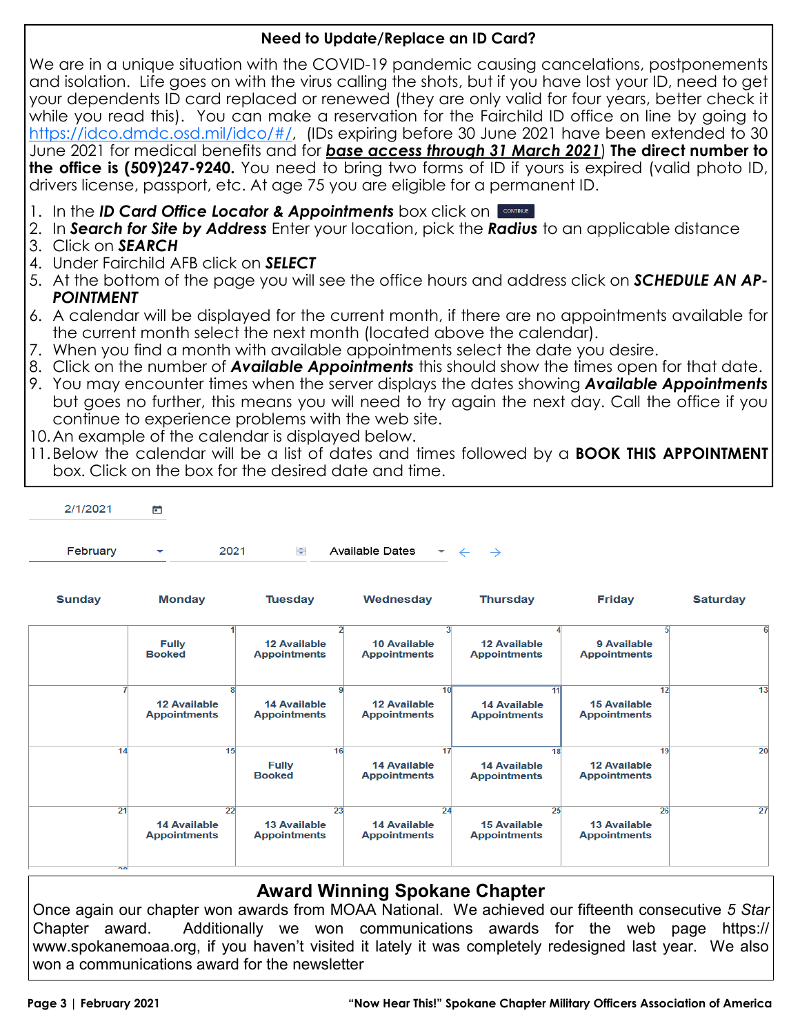## Need to Update/Replace an ID Card?

We are in a unique situation with the COVID-19 pandemic causing cancelations, postponements and isolation. Life goes on with the virus calling the shots, but if you have lost your ID, need to get your dependents ID card replaced or renewed (they are only valid for four years, better check it while you read this). You can make a reservation for the Fairchild ID office on line by going to https://idco.dmdc.osd.mil/idco/#/, (IDs expiring before 30 June 2021 have been extended to 30 June 2021 for medical benefits and for ***base access through 31 March 2021***) **The direct number to the office is (509)247-9240.** You need to bring two forms of ID if yours is expired (valid photo ID, drivers license, passport, etc. At age 75 you are eligible for a permanent ID.

1. In the ***ID Card Office Locator & Appointments*** box click on CONTINUE
2. In ***Search for Site by Address*** Enter your location, pick the ***Radius*** to an applicable distance
3. Click on ***SEARCH***
4. Under Fairchild AFB click on ***SELECT***
5. At the bottom of the page you will see the office hours and address click on ***SCHEDULE AN APPOINTMENT***
6. A calendar will be displayed for the current month, if there are no appointments available for the current month select the next month (located above the calendar).
7. When you find a month with available appointments select the date you desire.
8. Click on the number of ***Available Appointments*** this should show the times open for that date.
9. You may encounter times when the server displays the dates showing ***Available Appointments*** but goes no further, this means you will need to try again the next day. Call the office if you continue to experience problems with the web site.
10. An example of the calendar is displayed below.
11. Below the calendar will be a list of dates and times followed by a **BOOK THIS APPOINTMENT** box. Click on the box for the desired date and time.

2/1/2021

February | 2021 | Available Dates ← →

| Sunday | Monday | Tuesday | Wednesday | Thursday | Friday | Saturday |
|---|---|---|---|---|---|---|
| | 1 Fully Booked | 2 12 Available Appointments | 3 10 Available Appointments | 4 12 Available Appointments | 5 9 Available Appointments | 6 |
| 7 | 8 12 Available Appointments | 9 14 Available Appointments | 10 12 Available Appointments | 11 14 Available Appointments | 12 15 Available Appointments | 13 |
| 14 | 15 | 16 Fully Booked | 17 14 Available Appointments | 18 14 Available Appointments | 19 12 Available Appointments | 20 |
| 21 | 22 14 Available Appointments | 23 13 Available Appointments | 24 14 Available Appointments | 25 15 Available Appointments | 26 13 Available Appointments | 27 |

## Award Winning Spokane Chapter

Once again our chapter won awards from MOAA National. We achieved our fifteenth consecutive *5 Star* Chapter award. Additionally we won communications awards for the web page https://www.spokanemoaa.org, if you haven't visited it lately it was completely redesigned last year. We also won a communications award for the newsletter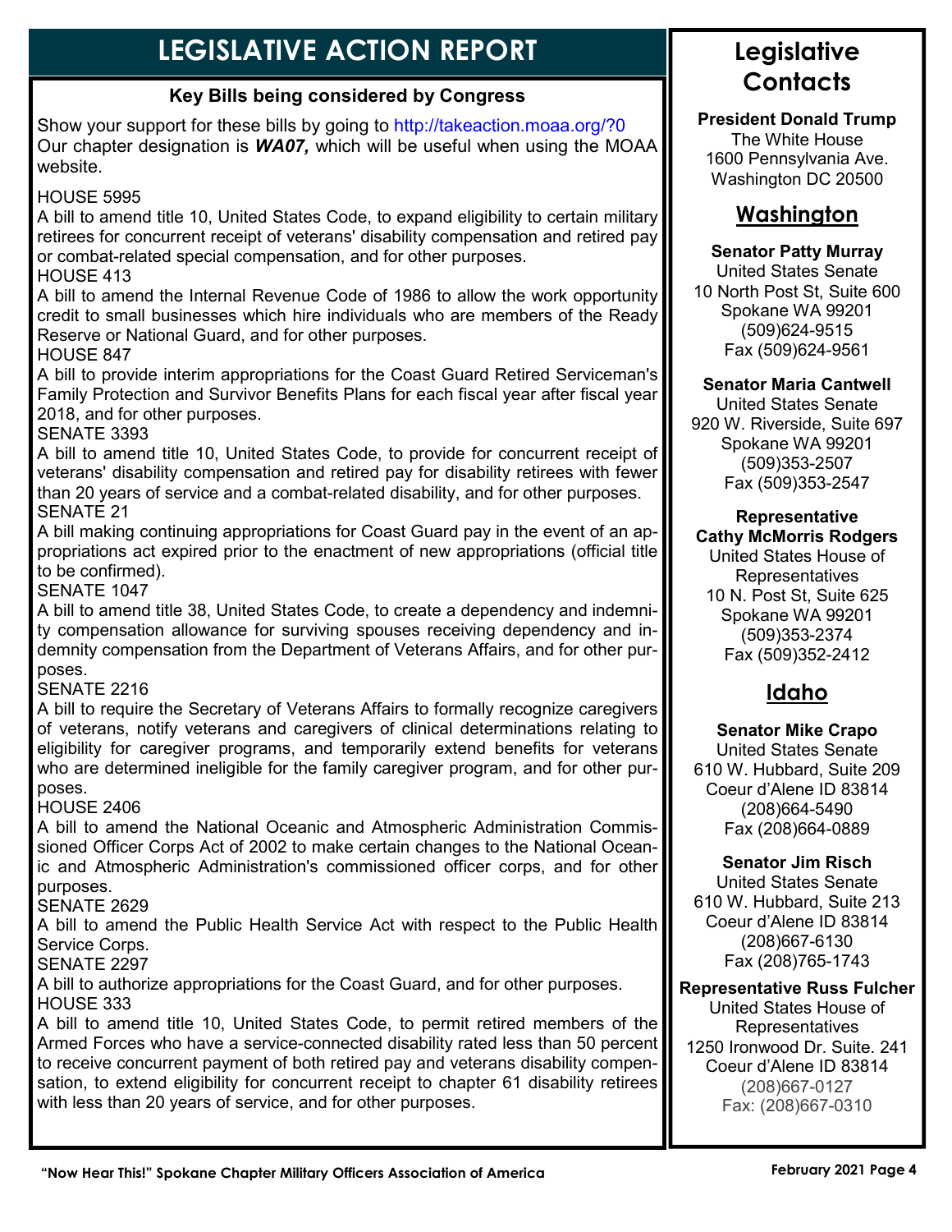# LEGISLATIVE ACTION REPORT

### Key Bills being considered by Congress

Show your support for these bills by going to http://takeaction.moaa.org/?0
Our chapter designation is ***WA07,*** which will be useful when using the MOAA website.

HOUSE 5995
A bill to amend title 10, United States Code, to expand eligibility to certain military retirees for concurrent receipt of veterans' disability compensation and retired pay or combat-related special compensation, and for other purposes.

HOUSE 413
A bill to amend the Internal Revenue Code of 1986 to allow the work opportunity credit to small businesses which hire individuals who are members of the Ready Reserve or National Guard, and for other purposes.

HOUSE 847
A bill to provide interim appropriations for the Coast Guard Retired Serviceman's Family Protection and Survivor Benefits Plans for each fiscal year after fiscal year 2018, and for other purposes.

SENATE 3393
A bill to amend title 10, United States Code, to provide for concurrent receipt of veterans' disability compensation and retired pay for disability retirees with fewer than 20 years of service and a combat-related disability, and for other purposes.

SENATE 21
A bill making continuing appropriations for Coast Guard pay in the event of an appropriations act expired prior to the enactment of new appropriations (official title to be confirmed).

SENATE 1047
A bill to amend title 38, United States Code, to create a dependency and indemnity compensation allowance for surviving spouses receiving dependency and indemnity compensation from the Department of Veterans Affairs, and for other purposes.

SENATE 2216
A bill to require the Secretary of Veterans Affairs to formally recognize caregivers of veterans, notify veterans and caregivers of clinical determinations relating to eligibility for caregiver programs, and temporarily extend benefits for veterans who are determined ineligible for the family caregiver program, and for other purposes.

HOUSE 2406
A bill to amend the National Oceanic and Atmospheric Administration Commissioned Officer Corps Act of 2002 to make certain changes to the National Oceanic and Atmospheric Administration's commissioned officer corps, and for other purposes.

SENATE 2629
A bill to amend the Public Health Service Act with respect to the Public Health Service Corps.

SENATE 2297
A bill to authorize appropriations for the Coast Guard, and for other purposes.

HOUSE 333
A bill to amend title 10, United States Code, to permit retired members of the Armed Forces who have a service-connected disability rated less than 50 percent to receive concurrent payment of both retired pay and veterans disability compensation, to extend eligibility for concurrent receipt to chapter 61 disability retirees with less than 20 years of service, and for other purposes.

# Legislative Contacts

**President Donald Trump**
The White House
1600 Pennsylvania Ave.
Washington DC 20500

## Washington

**Senator Patty Murray**
United States Senate
10 North Post St, Suite 600
Spokane WA 99201
(509)624-9515
Fax (509)624-9561

**Senator Maria Cantwell**
United States Senate
920 W. Riverside, Suite 697
Spokane WA 99201
(509)353-2507
Fax (509)353-2547

**Representative Cathy McMorris Rodgers**
United States House of Representatives
10 N. Post St, Suite 625
Spokane WA 99201
(509)353-2374
Fax (509)352-2412

## Idaho

**Senator Mike Crapo**
United States Senate
610 W. Hubbard, Suite 209
Coeur d'Alene ID 83814
(208)664-5490
Fax (208)664-0889

**Senator Jim Risch**
United States Senate
610 W. Hubbard, Suite 213
Coeur d'Alene ID 83814
(208)667-6130
Fax (208)765-1743

**Representative Russ Fulcher**
United States House of Representatives
1250 Ironwood Dr. Suite. 241
Coeur d'Alene ID 83814
(208)667-0127
Fax: (208)667-0310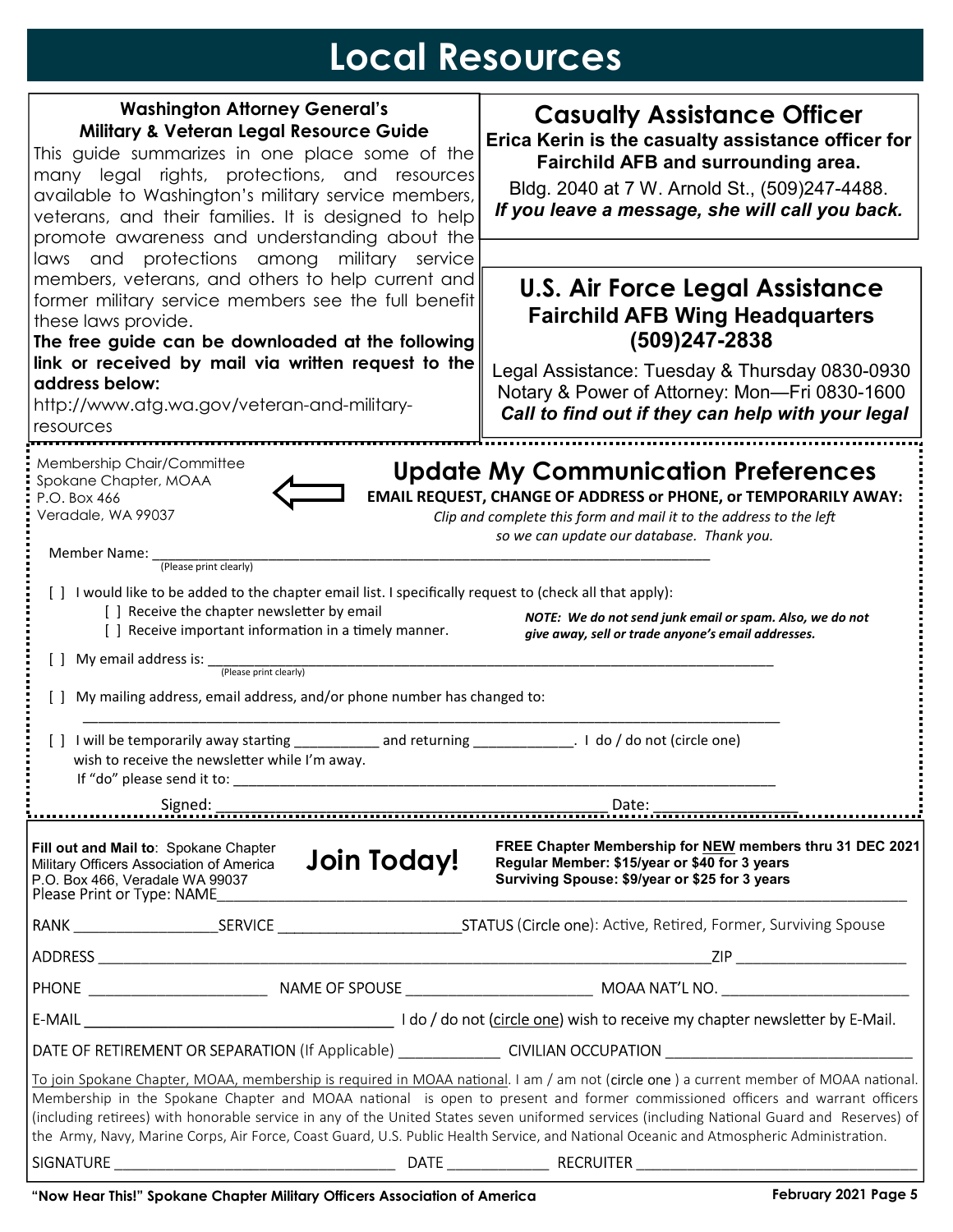# Local Resources

### Washington Attorney General's Military & Veteran Legal Resource Guide

This guide summarizes in one place some of the many legal rights, protections, and resources available to Washington's military service members, veterans, and their families. It is designed to help promote awareness and understanding about the laws and protections among military service members, veterans, and others to help current and former military service members see the full benefit these laws provide.

**The free guide can be downloaded at the following link or received by mail via written request to the address below:**

http://www.atg.wa.gov/veteran-and-military-resources

## Casualty Assistance Officer

**Erica Kerin is the casualty assistance officer for Fairchild AFB and surrounding area.**

Bldg. 2040 at 7 W. Arnold St., (509)247-4488.

***If you leave a message, she will call you back.***

## U.S. Air Force Legal Assistance

**Fairchild AFB Wing Headquarters**
**(509)247-2838**

Legal Assistance: Tuesday & Thursday 0830-0930
Notary & Power of Attorney: Mon—Fri 0830-1600

***Call to find out if they can help with your legal***

---

Membership Chair/Committee
Spokane Chapter, MOAA
P.O. Box 466
Veradale, WA 99037

## Update My Communication Preferences

**EMAIL REQUEST, CHANGE OF ADDRESS or PHONE, or TEMPORARILY AWAY:**

*Clip and complete this form and mail it to the address to the left so we can update our database. Thank you.*

Member Name: ______________________________________________
(Please print clearly)

[ ] I would like to be added to the chapter email list. I specifically request to (check all that apply):

- [ ] Receive the chapter newsletter by email
- [ ] Receive important information in a timely manner.

***NOTE: We do not send junk email or spam. Also, we do not give away, sell or trade anyone's email addresses.***

[ ] My email address is: ______________________________________________
(Please print clearly)

[ ] My mailing address, email address, and/or phone number has changed to:

______________________________________________

[ ] I will be temporarily away starting __________ and returning ____________. I do / do not (circle one) wish to receive the newsletter while I'm away.
If "do" please send it to: ______________________________________________

Signed: ______________________________ Date: ______________

---

**Fill out and Mail to**: Spokane Chapter Military Officers Association of America P.O. Box 466, Veradale WA 99037

## Join Today!

**FREE Chapter Membership for <u>NEW</u> members thru 31 DEC 2021**
**Regular Member: $15/year or $40 for 3 years**
**Surviving Spouse: $9/year or $25 for 3 years**

Please Print or Type: NAME______________________________________________

RANK ______________ SERVICE ________________ STATUS (Circle one): Active, Retired, Former, Surviving Spouse

ADDRESS ______________________________________________ ZIP ______________

PHONE ______________ NAME OF SPOUSE ______________ MOAA NAT'L NO. ______________

E-MAIL ______________________________ I do / do not (circle one) wish to receive my chapter newsletter by E-Mail.

DATE OF RETIREMENT OR SEPARATION (If Applicable) __________ CIVILIAN OCCUPATION ______________________

To join Spokane Chapter, MOAA, membership is required in MOAA national. I am / am not (circle one ) a current member of MOAA national. Membership in the Spokane Chapter and MOAA national is open to present and former commissioned officers and warrant officers (including retirees) with honorable service in any of the United States seven uniformed services (including National Guard and Reserves) of the Army, Navy, Marine Corps, Air Force, Coast Guard, U.S. Public Health Service, and National Oceanic and Atmospheric Administration.

SIGNATURE ______________________________ DATE __________ RECRUITER ______________________________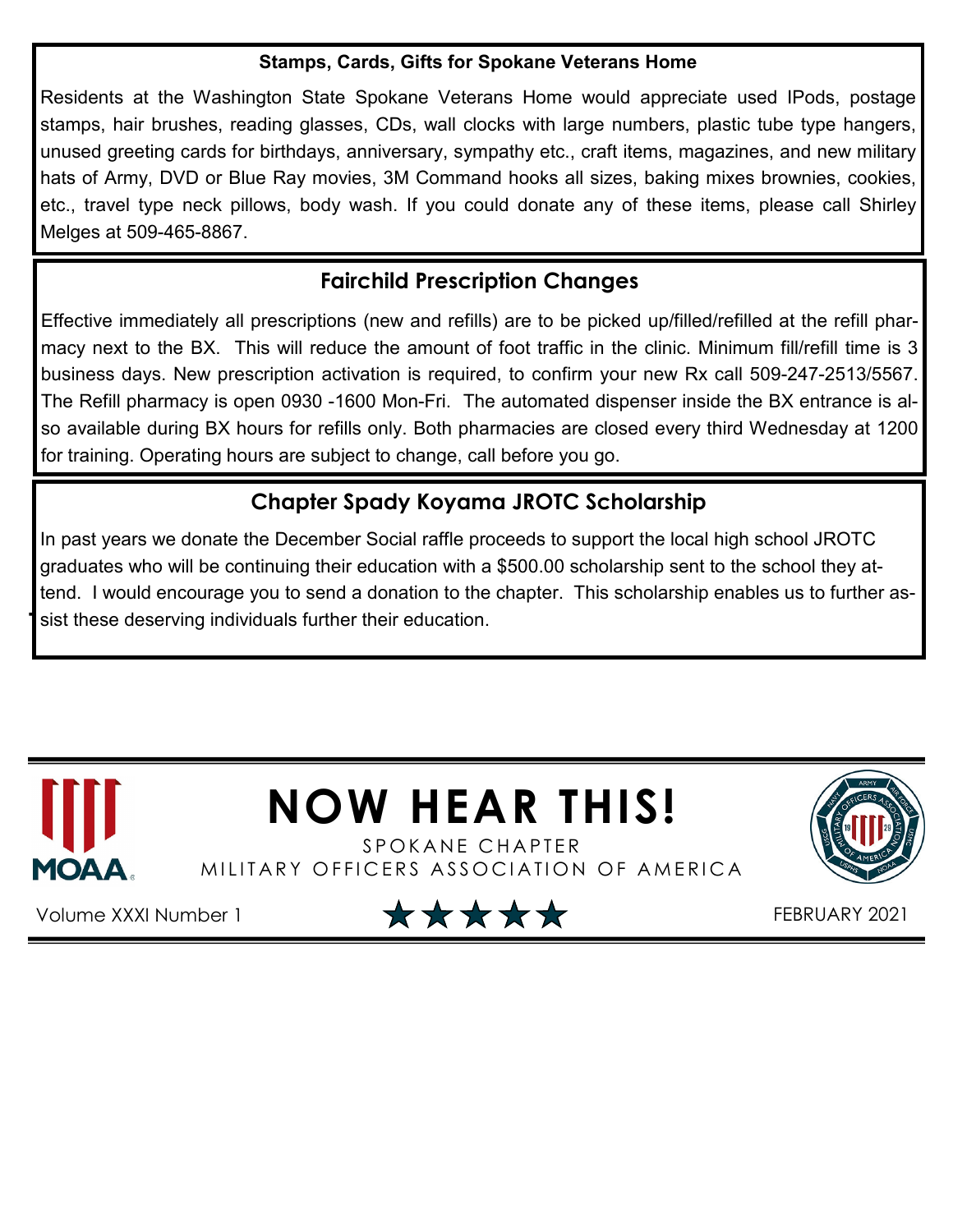### Stamps, Cards, Gifts for Spokane Veterans Home

Residents at the Washington State Spokane Veterans Home would appreciate used IPods, postage stamps, hair brushes, reading glasses, CDs, wall clocks with large numbers, plastic tube type hangers, unused greeting cards for birthdays, anniversary, sympathy etc., craft items, magazines, and new military hats of Army, DVD or Blue Ray movies, 3M Command hooks all sizes, baking mixes brownies, cookies, etc., travel type neck pillows, body wash. If you could donate any of these items, please call Shirley Melges at 509-465-8867.

## Fairchild Prescription Changes

Effective immediately all prescriptions (new and refills) are to be picked up/filled/refilled at the refill pharmacy next to the BX. This will reduce the amount of foot traffic in the clinic. Minimum fill/refill time is 3 business days. New prescription activation is required, to confirm your new Rx call 509-247-2513/5567. The Refill pharmacy is open 0930 -1600 Mon-Fri. The automated dispenser inside the BX entrance is also available during BX hours for refills only. Both pharmacies are closed every third Wednesday at 1200 for training. Operating hours are subject to change, call before you go.

## Chapter Spady Koyama JROTC Scholarship

In past years we donate the December Social raffle proceeds to support the local high school JROTC graduates who will be continuing their education with a $500.00 scholarship sent to the school they attend. I would encourage you to send a donation to the chapter. This scholarship enables us to further assist these deserving individuals further their education.

# NOW HEAR THIS!

SPOKANE CHAPTER
MILITARY OFFICERS ASSOCIATION OF AMERICA

Volume XXXI Number 1 ★★★★★ FEBRUARY 2021